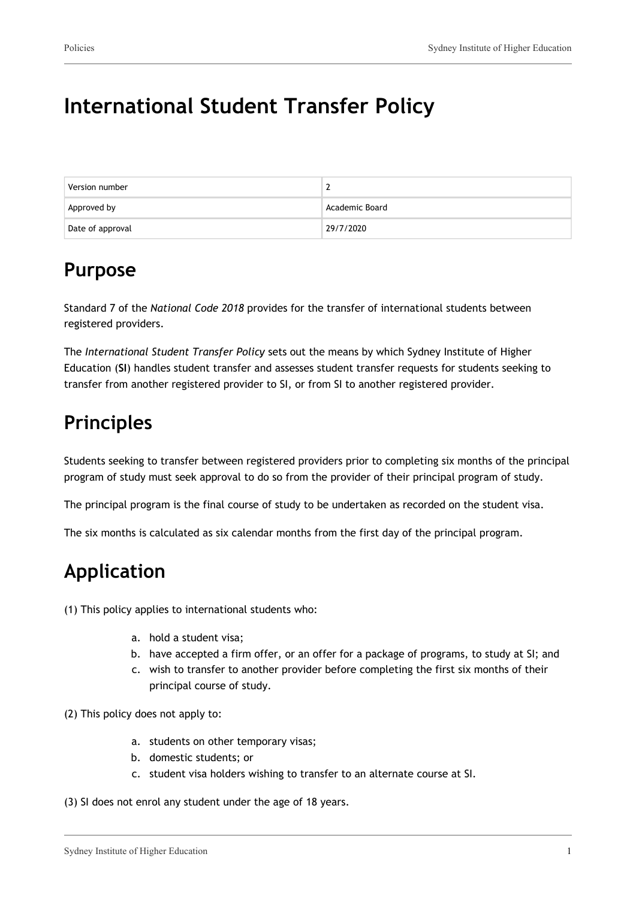# International Student Transfer Policy

| Version number | 2 |
| --- | --- |
| Approved by | Academic Board |
| Date of approval | 29/7/2020 |

## Purpose

Standard 7 of the *National Code 2018* provides for the transfer of international students between registered providers.

The *International Student Transfer Policy* sets out the means by which Sydney Institute of Higher Education (**SI**) handles student transfer and assesses student transfer requests for students seeking to transfer from another registered provider to SI, or from SI to another registered provider.

## Principles

Students seeking to transfer between registered providers prior to completing six months of the principal program of study must seek approval to do so from the provider of their principal program of study.

The principal program is the final course of study to be undertaken as recorded on the student visa.

The six months is calculated as six calendar months from the first day of the principal program.

## Application

(1) This policy applies to international students who:

a. hold a student visa;
b. have accepted a firm offer, or an offer for a package of programs, to study at SI; and
c. wish to transfer to another provider before completing the first six months of their principal course of study.

(2) This policy does not apply to:

a. students on other temporary visas;
b. domestic students; or
c. student visa holders wishing to transfer to an alternate course at SI.

(3) SI does not enrol any student under the age of 18 years.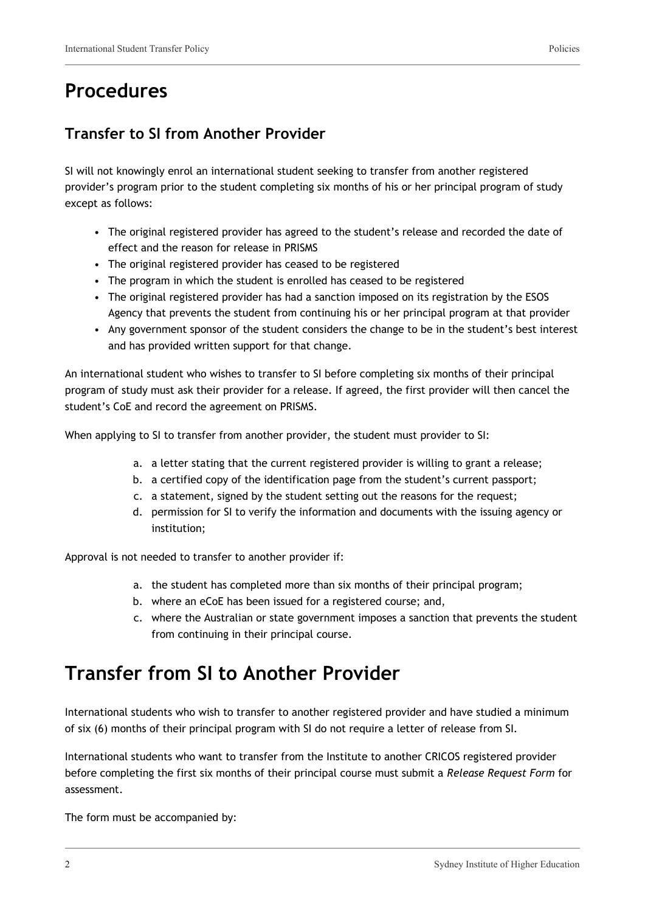# Procedures

## Transfer to SI from Another Provider

SI will not knowingly enrol an international student seeking to transfer from another registered provider's program prior to the student completing six months of his or her principal program of study except as follows:

- The original registered provider has agreed to the student's release and recorded the date of effect and the reason for release in PRISMS
- The original registered provider has ceased to be registered
- The program in which the student is enrolled has ceased to be registered
- The original registered provider has had a sanction imposed on its registration by the ESOS Agency that prevents the student from continuing his or her principal program at that provider
- Any government sponsor of the student considers the change to be in the student's best interest and has provided written support for that change.

An international student who wishes to transfer to SI before completing six months of their principal program of study must ask their provider for a release. If agreed, the first provider will then cancel the student's CoE and record the agreement on PRISMS.

When applying to SI to transfer from another provider, the student must provider to SI:

a. a letter stating that the current registered provider is willing to grant a release;
b. a certified copy of the identification page from the student's current passport;
c. a statement, signed by the student setting out the reasons for the request;
d. permission for SI to verify the information and documents with the issuing agency or institution;

Approval is not needed to transfer to another provider if:

a. the student has completed more than six months of their principal program;
b. where an eCoE has been issued for a registered course; and,
c. where the Australian or state government imposes a sanction that prevents the student from continuing in their principal course.

# Transfer from SI to Another Provider

International students who wish to transfer to another registered provider and have studied a minimum of six (6) months of their principal program with SI do not require a letter of release from SI.

International students who want to transfer from the Institute to another CRICOS registered provider before completing the first six months of their principal course must submit a *Release Request Form* for assessment.

The form must be accompanied by: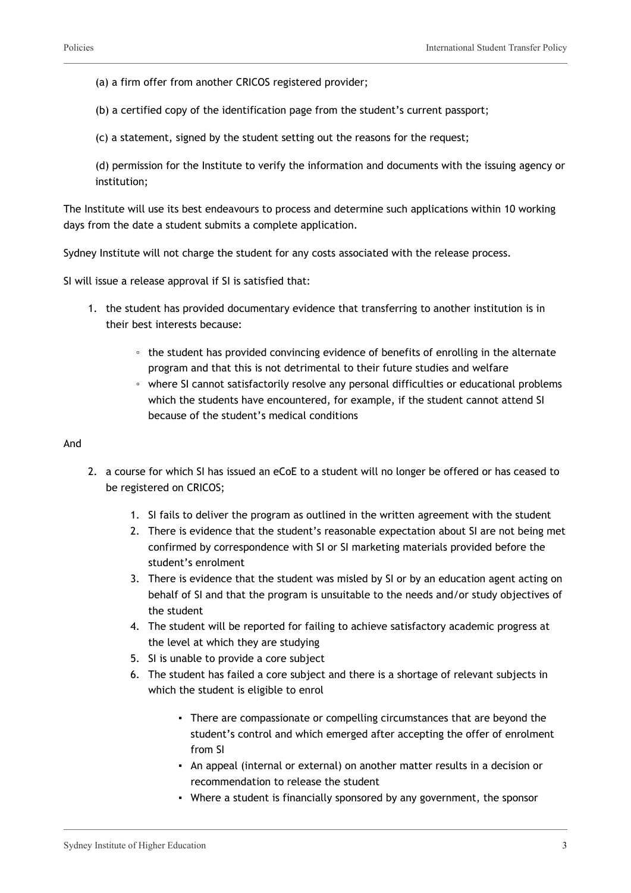(a) a firm offer from another CRICOS registered provider;

(b) a certified copy of the identification page from the student's current passport;

(c) a statement, signed by the student setting out the reasons for the request;

(d) permission for the Institute to verify the information and documents with the issuing agency or institution;

The Institute will use its best endeavours to process and determine such applications within 10 working days from the date a student submits a complete application.

Sydney Institute will not charge the student for any costs associated with the release process.

SI will issue a release approval if SI is satisfied that:

1. the student has provided documentary evidence that transferring to another institution is in their best interests because:
    - the student has provided convincing evidence of benefits of enrolling in the alternate program and that this is not detrimental to their future studies and welfare
    - where SI cannot satisfactorily resolve any personal difficulties or educational problems which the students have encountered, for example, if the student cannot attend SI because of the student's medical conditions

And

2. a course for which SI has issued an eCoE to a student will no longer be offered or has ceased to be registered on CRICOS;
    1. SI fails to deliver the program as outlined in the written agreement with the student
    2. There is evidence that the student's reasonable expectation about SI are not being met confirmed by correspondence with SI or SI marketing materials provided before the student's enrolment
    3. There is evidence that the student was misled by SI or by an education agent acting on behalf of SI and that the program is unsuitable to the needs and/or study objectives of the student
    4. The student will be reported for failing to achieve satisfactory academic progress at the level at which they are studying
    5. SI is unable to provide a core subject
    6. The student has failed a core subject and there is a shortage of relevant subjects in which the student is eligible to enrol
        - There are compassionate or compelling circumstances that are beyond the student's control and which emerged after accepting the offer of enrolment from SI
        - An appeal (internal or external) on another matter results in a decision or recommendation to release the student
        - Where a student is financially sponsored by any government, the sponsor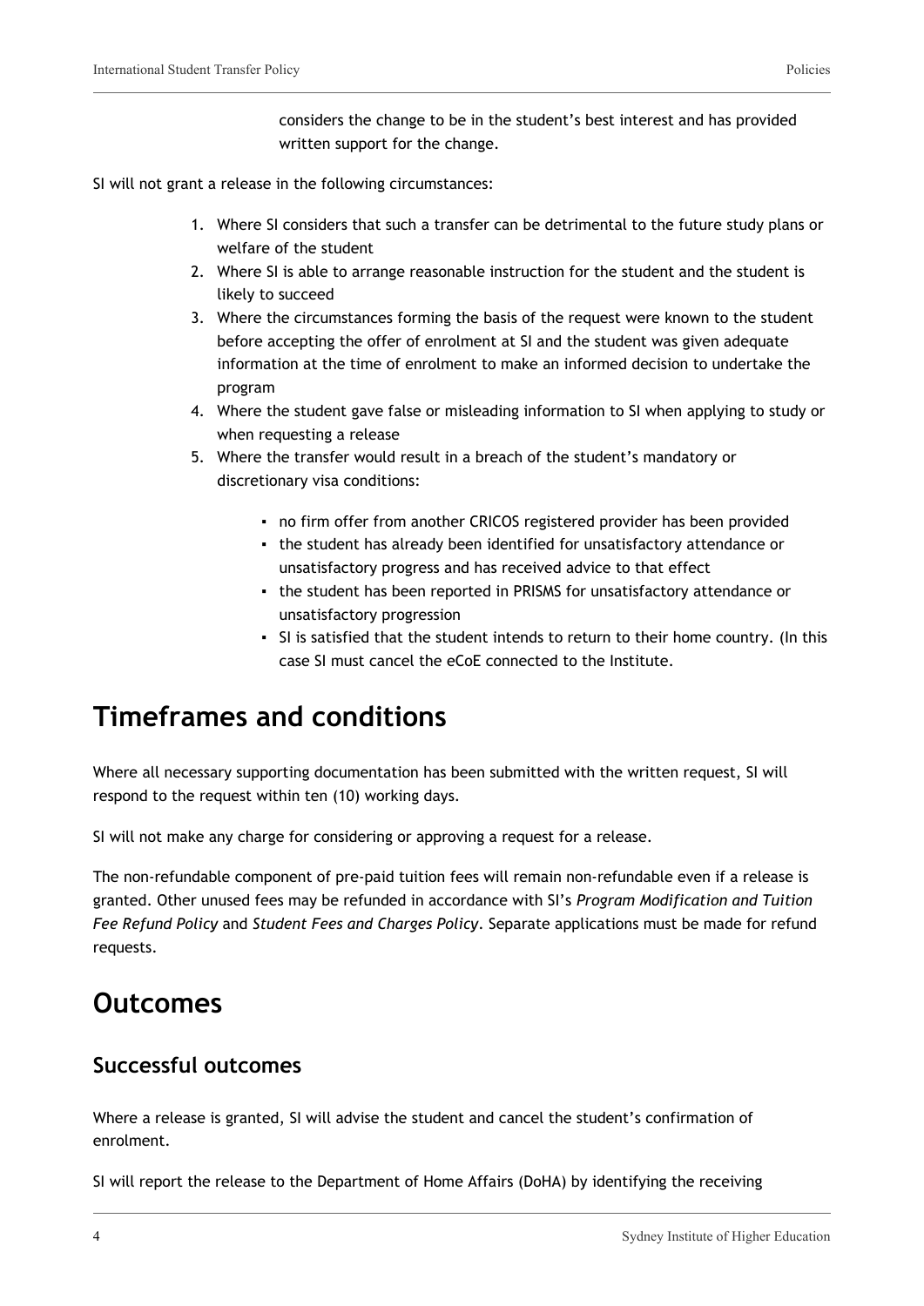considers the change to be in the student's best interest and has provided written support for the change.

SI will not grant a release in the following circumstances:

1. Where SI considers that such a transfer can be detrimental to the future study plans or welfare of the student
2. Where SI is able to arrange reasonable instruction for the student and the student is likely to succeed
3. Where the circumstances forming the basis of the request were known to the student before accepting the offer of enrolment at SI and the student was given adequate information at the time of enrolment to make an informed decision to undertake the program
4. Where the student gave false or misleading information to SI when applying to study or when requesting a release
5. Where the transfer would result in a breach of the student's mandatory or discretionary visa conditions:
    - no firm offer from another CRICOS registered provider has been provided
    - the student has already been identified for unsatisfactory attendance or unsatisfactory progress and has received advice to that effect
    - the student has been reported in PRISMS for unsatisfactory attendance or unsatisfactory progression
    - SI is satisfied that the student intends to return to their home country. (In this case SI must cancel the eCoE connected to the Institute.

# Timeframes and conditions

Where all necessary supporting documentation has been submitted with the written request, SI will respond to the request within ten (10) working days.

SI will not make any charge for considering or approving a request for a release.

The non-refundable component of pre-paid tuition fees will remain non-refundable even if a release is granted. Other unused fees may be refunded in accordance with SI's *Program Modification and Tuition Fee Refund Policy* and *Student Fees and Charges Policy*. Separate applications must be made for refund requests.

# Outcomes

## Successful outcomes

Where a release is granted, SI will advise the student and cancel the student's confirmation of enrolment.

SI will report the release to the Department of Home Affairs (DoHA) by identifying the receiving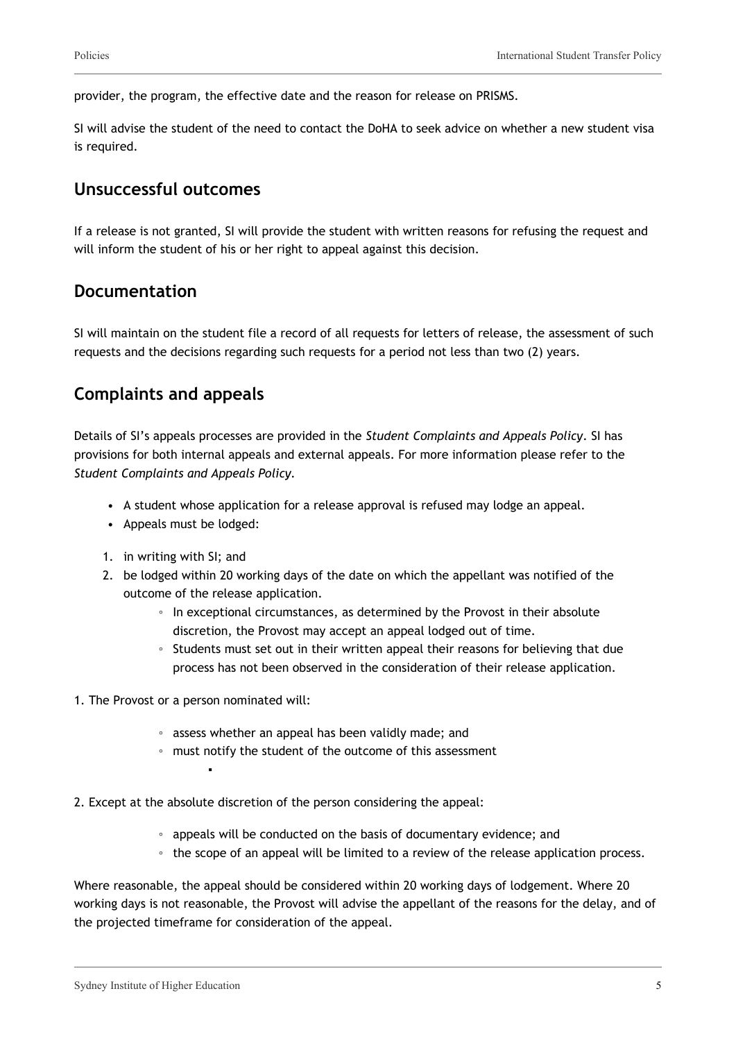provider, the program, the effective date and the reason for release on PRISMS.

SI will advise the student of the need to contact the DoHA to seek advice on whether a new student visa is required.

## Unsuccessful outcomes

If a release is not granted, SI will provide the student with written reasons for refusing the request and will inform the student of his or her right to appeal against this decision.

## Documentation

SI will maintain on the student file a record of all requests for letters of release, the assessment of such requests and the decisions regarding such requests for a period not less than two (2) years.

## Complaints and appeals

Details of SI's appeals processes are provided in the *Student Complaints and Appeals Policy*. SI has provisions for both internal appeals and external appeals. For more information please refer to the *Student Complaints and Appeals Policy.*

- A student whose application for a release approval is refused may lodge an appeal.
- Appeals must be lodged:

1. in writing with SI; and
2. be lodged within 20 working days of the date on which the appellant was notified of the outcome of the release application.
    - In exceptional circumstances, as determined by the Provost in their absolute discretion, the Provost may accept an appeal lodged out of time.
    - Students must set out in their written appeal their reasons for believing that due process has not been observed in the consideration of their release application.

1. The Provost or a person nominated will:

    - assess whether an appeal has been validly made; and
    - must notify the student of the outcome of this assessment

2. Except at the absolute discretion of the person considering the appeal:

    - appeals will be conducted on the basis of documentary evidence; and
    - the scope of an appeal will be limited to a review of the release application process.

Where reasonable, the appeal should be considered within 20 working days of lodgement. Where 20 working days is not reasonable, the Provost will advise the appellant of the reasons for the delay, and of the projected timeframe for consideration of the appeal.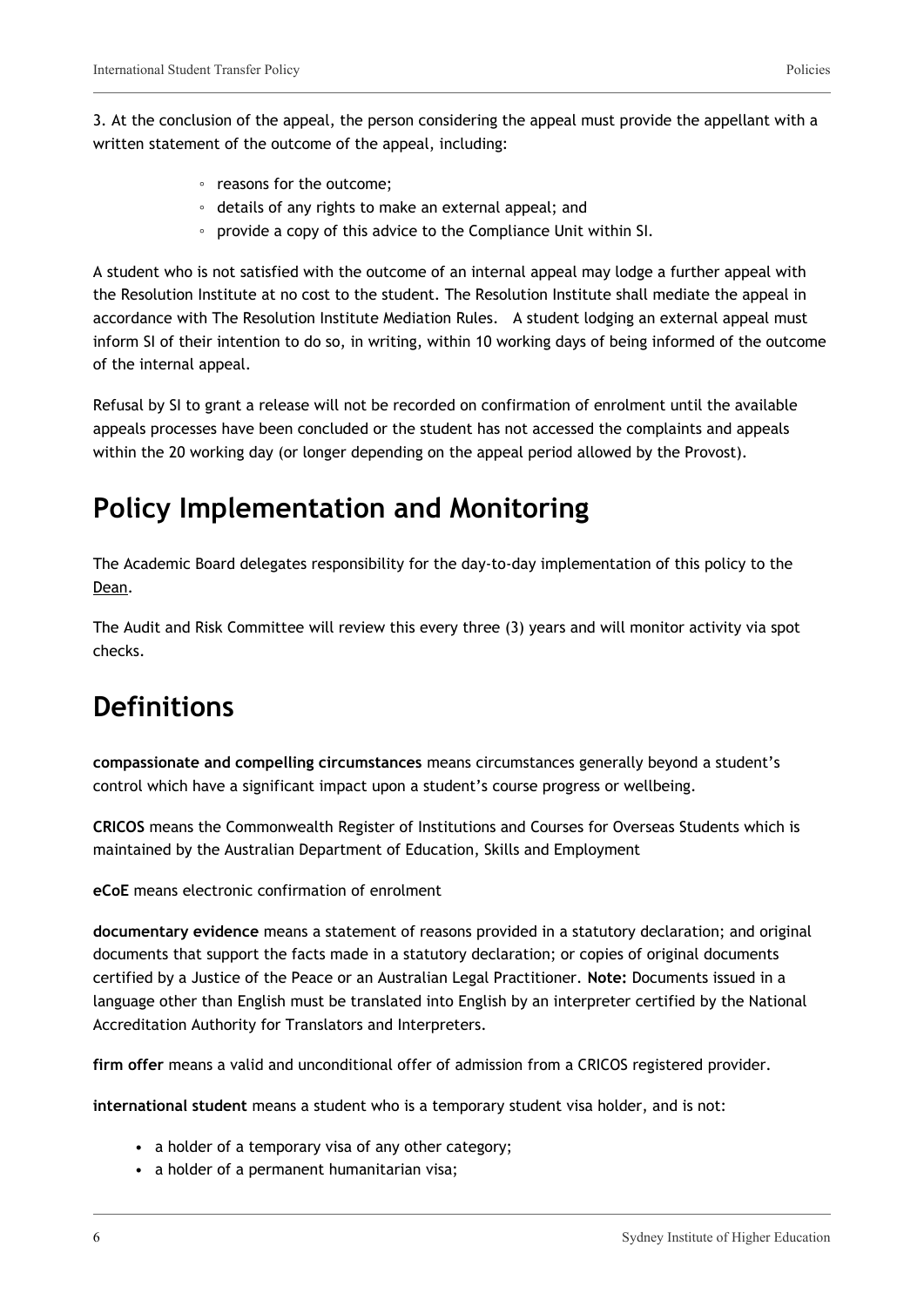3. At the conclusion of the appeal, the person considering the appeal must provide the appellant with a written statement of the outcome of the appeal, including:

- reasons for the outcome;
- details of any rights to make an external appeal; and
- provide a copy of this advice to the Compliance Unit within SI.

A student who is not satisfied with the outcome of an internal appeal may lodge a further appeal with the Resolution Institute at no cost to the student. The Resolution Institute shall mediate the appeal in accordance with The Resolution Institute Mediation Rules. A student lodging an external appeal must inform SI of their intention to do so, in writing, within 10 working days of being informed of the outcome of the internal appeal.

Refusal by SI to grant a release will not be recorded on confirmation of enrolment until the available appeals processes have been concluded or the student has not accessed the complaints and appeals within the 20 working day (or longer depending on the appeal period allowed by the Provost).

# Policy Implementation and Monitoring

The Academic Board delegates responsibility for the day-to-day implementation of this policy to the Dean.

The Audit and Risk Committee will review this every three (3) years and will monitor activity via spot checks.

# Definitions

**compassionate and compelling circumstances** means circumstances generally beyond a student's control which have a significant impact upon a student's course progress or wellbeing.

**CRICOS** means the Commonwealth Register of Institutions and Courses for Overseas Students which is maintained by the Australian Department of Education, Skills and Employment

**eCoE** means electronic confirmation of enrolment

**documentary evidence** means a statement of reasons provided in a statutory declaration; and original documents that support the facts made in a statutory declaration; or copies of original documents certified by a Justice of the Peace or an Australian Legal Practitioner. **Note:** Documents issued in a language other than English must be translated into English by an interpreter certified by the National Accreditation Authority for Translators and Interpreters.

**firm offer** means a valid and unconditional offer of admission from a CRICOS registered provider.

**international student** means a student who is a temporary student visa holder, and is not:

- a holder of a temporary visa of any other category;
- a holder of a permanent humanitarian visa;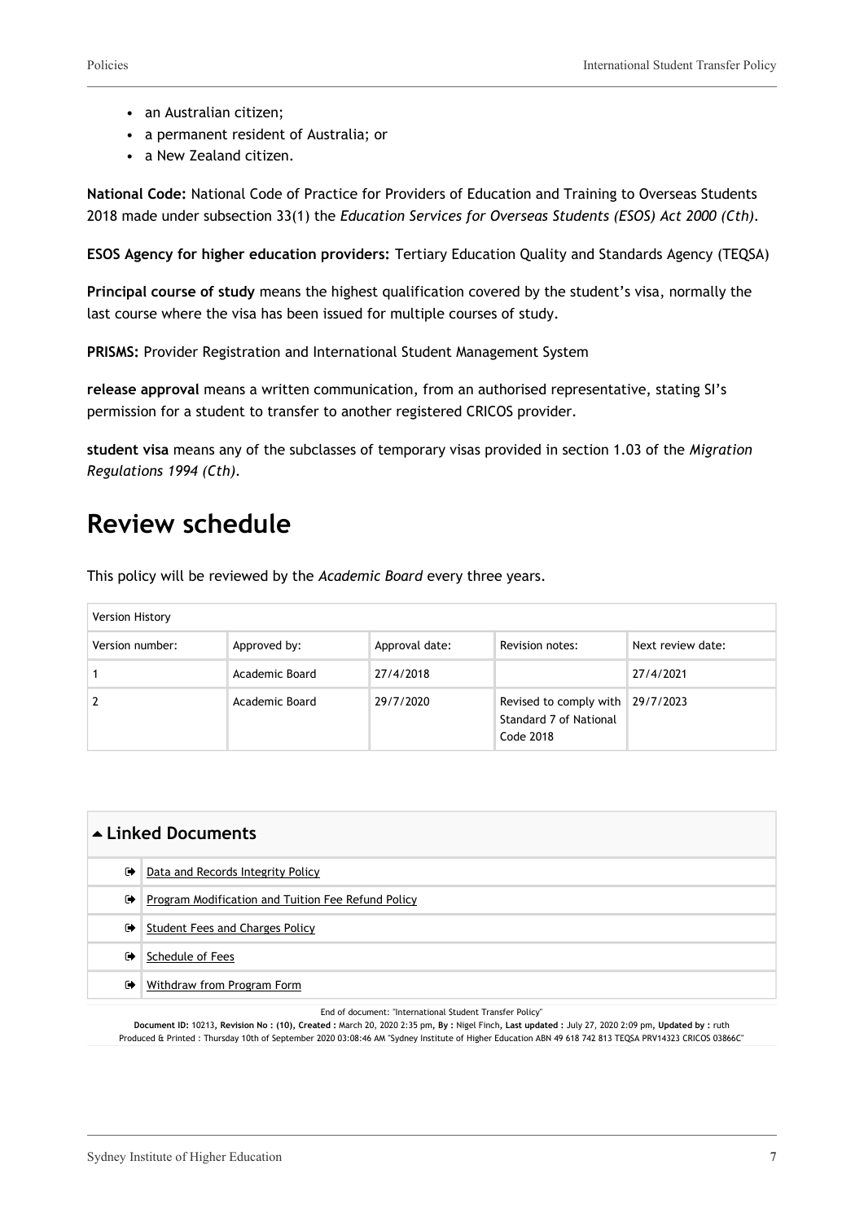- an Australian citizen;
- a permanent resident of Australia; or
- a New Zealand citizen.

**National Code:** National Code of Practice for Providers of Education and Training to Overseas Students 2018 made under subsection 33(1) the *Education Services for Overseas Students (ESOS) Act 2000 (Cth).*

**ESOS Agency for higher education providers:** Tertiary Education Quality and Standards Agency (TEQSA)

**Principal course of study** means the highest qualification covered by the student's visa, normally the last course where the visa has been issued for multiple courses of study.

**PRISMS:** Provider Registration and International Student Management System

**release approval** means a written communication, from an authorised representative, stating SI's permission for a student to transfer to another registered CRICOS provider.

**student visa** means any of the subclasses of temporary visas provided in section 1.03 of the *Migration Regulations 1994 (Cth).*

# Review schedule

This policy will be reviewed by the *Academic Board* every three years.

| Version History | | | | |
|---|---|---|---|---|
| Version number: | Approved by: | Approval date: | Revision notes: | Next review date: |
| 1 | Academic Board | 27/4/2018 | | 27/4/2021 |
| 2 | Academic Board | 29/7/2020 | Revised to comply with Standard 7 of National Code 2018 | 29/7/2023 |

## ▲ Linked Documents

| | |
|---|---|
| ➮ | Data and Records Integrity Policy |
| ➮ | Program Modification and Tuition Fee Refund Policy |
| ➮ | Student Fees and Charges Policy |
| ➮ | Schedule of Fees |
| ➮ | Withdraw from Program Form |

End of document: "International Student Transfer Policy"

**Document ID:** 10213, **Revision No : (10), Created :** March 20, 2020 2:35 pm, **By :** Nigel Finch, **Last updated :** July 27, 2020 2:09 pm, **Updated by :** ruth
Produced & Printed : Thursday 10th of September 2020 03:08:46 AM "Sydney Institute of Higher Education ABN 49 618 742 813 TEQSA PRV14323 CRICOS 03866C"